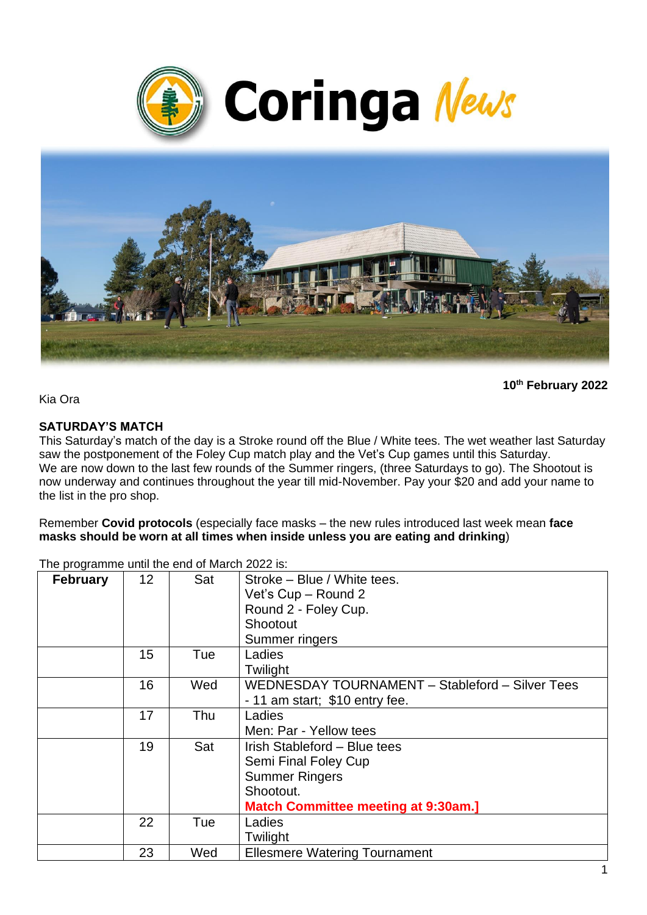# Coringa News

**10th February 2022**

Kia Ora

**SATURDAY'S MATCH**

This Saturday's match of the day is a Stroke round off the Blue / White tees. The wet weather last Saturday saw the postponement of the Foley Cup match play and the Vet's Cup games until this Saturday.
We are now down to the last few rounds of the Summer ringers, (three Saturdays to go). The Shootout is now underway and continues throughout the year till mid-November. Pay your $20 and add your name to the list in the pro shop.

Remember **Covid protocols** (especially face masks – the new rules introduced last week mean **face masks should be worn at all times when inside unless you are eating and drinking**)

The programme until the end of March 2022 is:

| **February** | 12 | Sat | Stroke – Blue / White tees.<br>Vet's Cup – Round 2<br>Round 2 - Foley Cup.<br>Shootout<br>Summer ringers |
|---|---|---|---|
| | 15 | Tue | Ladies<br>Twilight |
| | 16 | Wed | WEDNESDAY TOURNAMENT – Stableford – Silver Tees - 11 am start; $10 entry fee. |
| | 17 | Thu | Ladies<br>Men: Par - Yellow tees |
| | 19 | Sat | Irish Stableford – Blue tees<br>Semi Final Foley Cup<br>Summer Ringers<br>Shootout.<br>**Match Committee meeting at 9:30am.]** |
| | 22 | Tue | Ladies<br>Twilight |
| | 23 | Wed | Ellesmere Watering Tournament |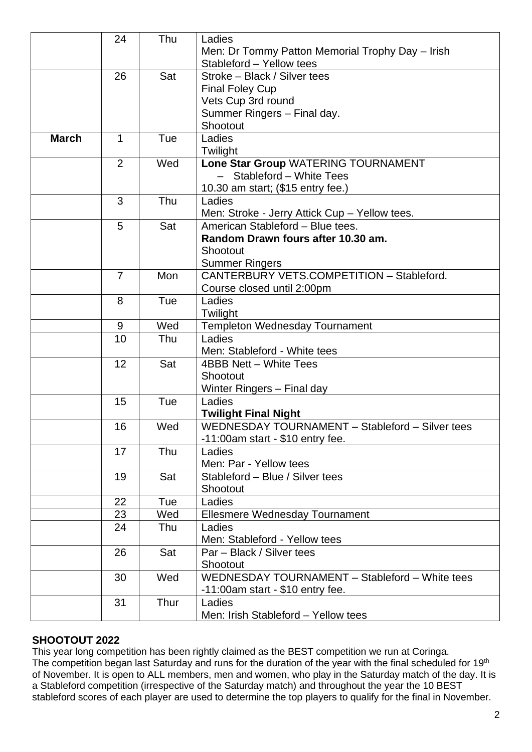| | | | |
|---|---|---|---|
| | 24 | Thu | Ladies<br>Men: Dr Tommy Patton Memorial Trophy Day – Irish Stableford – Yellow tees |
| | 26 | Sat | Stroke – Black / Silver tees<br>Final Foley Cup<br>Vets Cup 3rd round<br>Summer Ringers – Final day.<br>Shootout |
| **March** | 1 | Tue | Ladies<br>Twilight |
| | 2 | Wed | **Lone Star Group** WATERING TOURNAMENT<br>– Stableford – White Tees<br>10.30 am start; ($15 entry fee.) |
| | 3 | Thu | Ladies<br>Men: Stroke - Jerry Attick Cup – Yellow tees. |
| | 5 | Sat | American Stableford – Blue tees.<br>**Random Drawn fours after 10.30 am.**<br>Shootout<br>Summer Ringers |
| | 7 | Mon | CANTERBURY VETS.COMPETITION – Stableford.<br>Course closed until 2:00pm |
| | 8 | Tue | Ladies<br>Twilight |
| | 9 | Wed | Templeton Wednesday Tournament |
| | 10 | Thu | Ladies<br>Men: Stableford - White tees |
| | 12 | Sat | 4BBB Nett – White Tees<br>Shootout<br>Winter Ringers – Final day |
| | 15 | Tue | Ladies<br>**Twilight Final Night** |
| | 16 | Wed | WEDNESDAY TOURNAMENT – Stableford – Silver tees<br>-11:00am start - $10 entry fee. |
| | 17 | Thu | Ladies<br>Men: Par - Yellow tees |
| | 19 | Sat | Stableford – Blue / Silver tees<br>Shootout |
| | 22 | Tue | Ladies |
| | 23 | Wed | Ellesmere Wednesday Tournament |
| | 24 | Thu | Ladies<br>Men: Stableford - Yellow tees |
| | 26 | Sat | Par – Black / Silver tees<br>Shootout |
| | 30 | Wed | WEDNESDAY TOURNAMENT – Stableford – White tees<br>-11:00am start - $10 entry fee. |
| | 31 | Thur | Ladies<br>Men: Irish Stableford – Yellow tees |

**SHOOTOUT 2022**

This year long competition has been rightly claimed as the BEST competition we run at Coringa. The competition began last Saturday and runs for the duration of the year with the final scheduled for 19th of November. It is open to ALL members, men and women, who play in the Saturday match of the day. It is a Stableford competition (irrespective of the Saturday match) and throughout the year the 10 BEST stableford scores of each player are used to determine the top players to qualify for the final in November.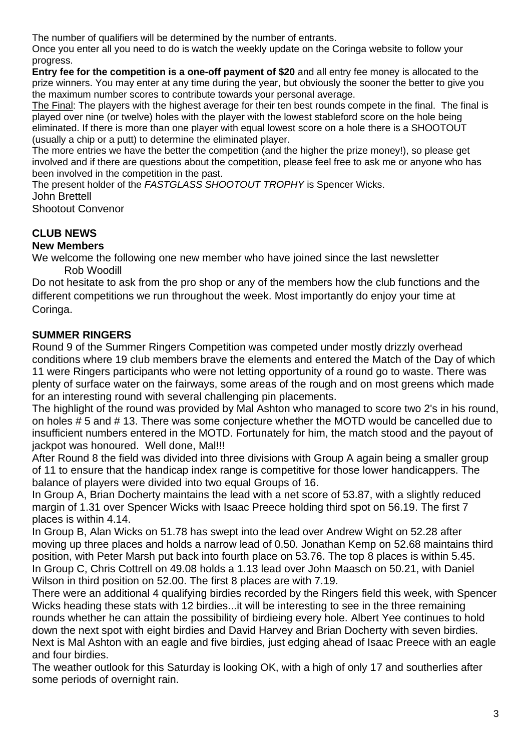The number of qualifiers will be determined by the number of entrants.

Once you enter all you need to do is watch the weekly update on the Coringa website to follow your progress.

**Entry fee for the competition is a one-off payment of $20** and all entry fee money is allocated to the prize winners. You may enter at any time during the year, but obviously the sooner the better to give you the maximum number scores to contribute towards your personal average.

The Final: The players with the highest average for their ten best rounds compete in the final. The final is played over nine (or twelve) holes with the player with the lowest stableford score on the hole being eliminated. If there is more than one player with equal lowest score on a hole there is a SHOOTOUT (usually a chip or a putt) to determine the eliminated player.

The more entries we have the better the competition (and the higher the prize money!), so please get involved and if there are questions about the competition, please feel free to ask me or anyone who has been involved in the competition in the past.

The present holder of the *FASTGLASS SHOOTOUT TROPHY* is Spencer Wicks.

John Brettell

Shootout Convenor

## CLUB NEWS

### New Members

We welcome the following one new member who have joined since the last newsletter

Rob Woodill

Do not hesitate to ask from the pro shop or any of the members how the club functions and the different competitions we run throughout the week. Most importantly do enjoy your time at Coringa.

## SUMMER RINGERS

Round 9 of the Summer Ringers Competition was competed under mostly drizzly overhead conditions where 19 club members brave the elements and entered the Match of the Day of which 11 were Ringers participants who were not letting opportunity of a round go to waste. There was plenty of surface water on the fairways, some areas of the rough and on most greens which made for an interesting round with several challenging pin placements.

The highlight of the round was provided by Mal Ashton who managed to score two 2's in his round, on holes # 5 and # 13. There was some conjecture whether the MOTD would be cancelled due to insufficient numbers entered in the MOTD. Fortunately for him, the match stood and the payout of jackpot was honoured. Well done, Mal!!!

After Round 8 the field was divided into three divisions with Group A again being a smaller group of 11 to ensure that the handicap index range is competitive for those lower handicappers. The balance of players were divided into two equal Groups of 16.

In Group A, Brian Docherty maintains the lead with a net score of 53.87, with a slightly reduced margin of 1.31 over Spencer Wicks with Isaac Preece holding third spot on 56.19. The first 7 places is within 4.14.

In Group B, Alan Wicks on 51.78 has swept into the lead over Andrew Wight on 52.28 after moving up three places and holds a narrow lead of 0.50. Jonathan Kemp on 52.68 maintains third position, with Peter Marsh put back into fourth place on 53.76. The top 8 places is within 5.45.

In Group C, Chris Cottrell on 49.08 holds a 1.13 lead over John Maasch on 50.21, with Daniel Wilson in third position on 52.00. The first 8 places are with 7.19.

There were an additional 4 qualifying birdies recorded by the Ringers field this week, with Spencer Wicks heading these stats with 12 birdies...it will be interesting to see in the three remaining rounds whether he can attain the possibility of birdieing every hole. Albert Yee continues to hold down the next spot with eight birdies and David Harvey and Brian Docherty with seven birdies. Next is Mal Ashton with an eagle and five birdies, just edging ahead of Isaac Preece with an eagle and four birdies.

The weather outlook for this Saturday is looking OK, with a high of only 17 and southerlies after some periods of overnight rain.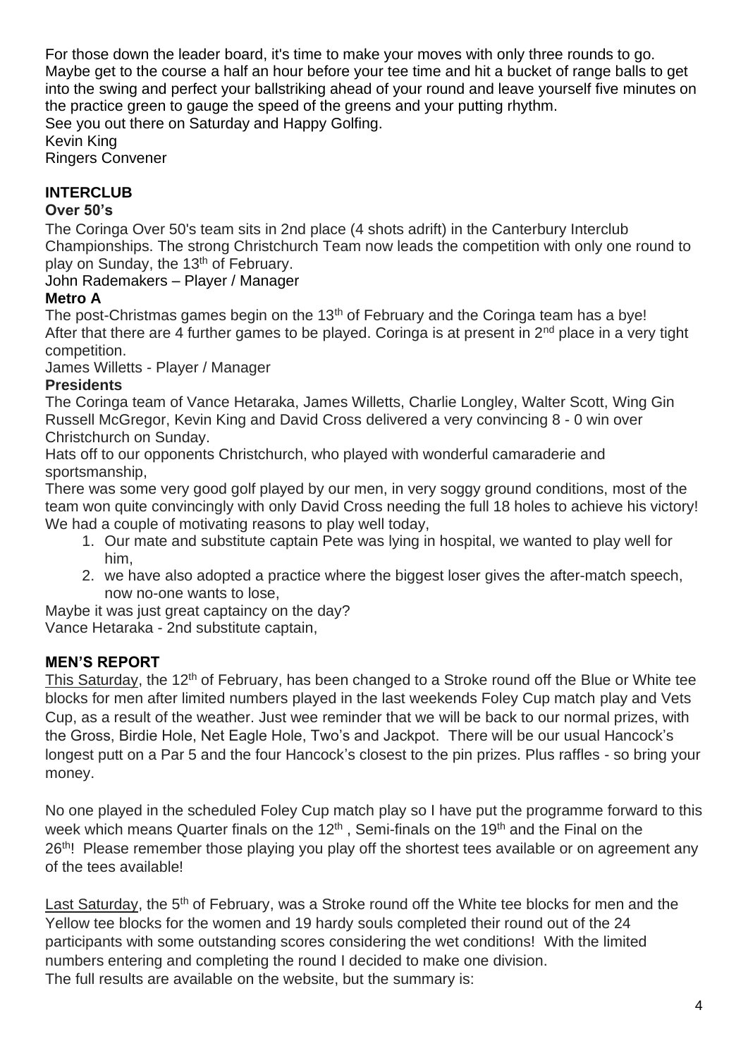For those down the leader board, it's time to make your moves with only three rounds to go. Maybe get to the course a half an hour before your tee time and hit a bucket of range balls to get into the swing and perfect your ballstriking ahead of your round and leave yourself five minutes on the practice green to gauge the speed of the greens and your putting rhythm.
See you out there on Saturday and Happy Golfing.
Kevin King
Ringers Convener

## INTERCLUB

### Over 50's

The Coringa Over 50's team sits in 2nd place (4 shots adrift) in the Canterbury Interclub Championships. The strong Christchurch Team now leads the competition with only one round to play on Sunday, the 13th of February.
John Rademakers – Player / Manager

### Metro A

The post-Christmas games begin on the 13th of February and the Coringa team has a bye! After that there are 4 further games to be played. Coringa is at present in 2nd place in a very tight competition.
James Willetts - Player / Manager

### Presidents

The Coringa team of Vance Hetaraka, James Willetts, Charlie Longley, Walter Scott, Wing Gin Russell McGregor, Kevin King and David Cross delivered a very convincing 8 - 0 win over Christchurch on Sunday.
Hats off to our opponents Christchurch, who played with wonderful camaraderie and sportsmanship,
There was some very good golf played by our men, in very soggy ground conditions, most of the team won quite convincingly with only David Cross needing the full 18 holes to achieve his victory!
We had a couple of motivating reasons to play well today,

1. Our mate and substitute captain Pete was lying in hospital, we wanted to play well for him,
2. we have also adopted a practice where the biggest loser gives the after-match speech, now no-one wants to lose,

Maybe it was just great captaincy on the day?
Vance Hetaraka - 2nd substitute captain,

## MEN'S REPORT

This Saturday, the 12th of February, has been changed to a Stroke round off the Blue or White tee blocks for men after limited numbers played in the last weekends Foley Cup match play and Vets Cup, as a result of the weather. Just wee reminder that we will be back to our normal prizes, with the Gross, Birdie Hole, Net Eagle Hole, Two's and Jackpot. There will be our usual Hancock's longest putt on a Par 5 and the four Hancock's closest to the pin prizes. Plus raffles - so bring your money.

No one played in the scheduled Foley Cup match play so I have put the programme forward to this week which means Quarter finals on the 12th , Semi-finals on the 19th and the Final on the 26th! Please remember those playing you play off the shortest tees available or on agreement any of the tees available!

Last Saturday, the 5th of February, was a Stroke round off the White tee blocks for men and the Yellow tee blocks for the women and 19 hardy souls completed their round out of the 24 participants with some outstanding scores considering the wet conditions! With the limited numbers entering and completing the round I decided to make one division.
The full results are available on the website, but the summary is: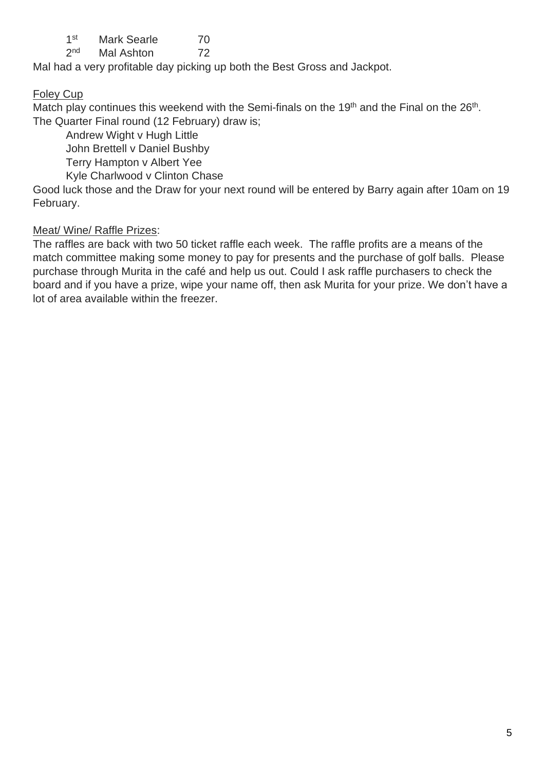| | | |
|---|---|---|
| 1st | Mark Searle | 70 |
| 2nd | Mal Ashton | 72 |

Mal had a very profitable day picking up both the Best Gross and Jackpot.

<u>Foley Cup</u>

Match play continues this weekend with the Semi-finals on the 19th and the Final on the 26th.
The Quarter Final round (12 February) draw is;

Andrew Wight v Hugh Little
John Brettell v Daniel Bushby
Terry Hampton v Albert Yee
Kyle Charlwood v Clinton Chase

Good luck those and the Draw for your next round will be entered by Barry again after 10am on 19 February.

<u>Meat/ Wine/ Raffle Prizes</u>:

The raffles are back with two 50 ticket raffle each week. The raffle profits are a means of the match committee making some money to pay for presents and the purchase of golf balls. Please purchase through Murita in the café and help us out. Could I ask raffle purchasers to check the board and if you have a prize, wipe your name off, then ask Murita for your prize. We don't have a lot of area available within the freezer.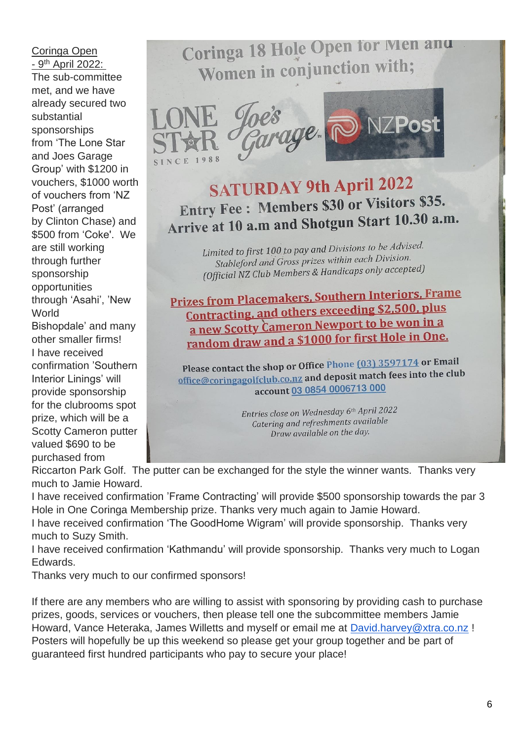Coringa Open - 9th April 2022:

The sub-committee met, and we have already secured two substantial sponsorships from 'The Lone Star and Joes Garage Group' with $1200 in vouchers, $1000 worth of vouchers from 'NZ Post' (arranged by Clinton Chase) and $500 from 'Coke'. We are still working through further sponsorship opportunities through 'Asahi', 'New World Bishopdale' and many other smaller firms!

I have received confirmation 'Southern Interior Linings' will provide sponsorship for the clubrooms spot prize, which will be a Scotty Cameron putter valued $690 to be purchased from Riccarton Park Golf. The putter can be exchanged for the style the winner wants. Thanks very much to Jamie Howard.

I have received confirmation 'Frame Contracting' will provide $500 sponsorship towards the par 3 Hole in One Coringa Membership prize. Thanks very much again to Jamie Howard.

I have received confirmation 'The GoodHome Wigram' will provide sponsorship. Thanks very much to Suzy Smith.

I have received confirmation 'Kathmandu' will provide sponsorship. Thanks very much to Logan Edwards.

Thanks very much to our confirmed sponsors!

---

**Coringa 18 Hole Open for Men and Women in conjunction with;**

LONE STAR SINCE 1988 — Joe's Garage — NZPost

**SATURDAY 9th April 2022**

**Entry Fee : Members $30 or Visitors $35.**
**Arrive at 10 a.m and Shotgun Start 10.30 a.m.**

*Limited to first 100 to pay and Divisions to be Advised.*
*Stableford and Gross prizes within each Division.*
*(Official NZ Club Members & Handicaps only accepted)*

**Prizes from Placemakers, Southern Interiors, Frame Contracting, and others exceeding $2,500, plus a new Scotty Cameron Newport to be won in a random draw and a $1000 for first Hole in One.**

**Please contact the shop or Office Phone (03) 3597174 or Email office@coringagolfclub.co.nz and deposit match fees into the club account 03 0854 0006713 000**

*Entries close on Wednesday 6th April 2022*
*Catering and refreshments available*
*Draw available on the day.*

---

If there are any members who are willing to assist with sponsoring by providing cash to purchase prizes, goods, services or vouchers, then please tell one the subcommittee members Jamie Howard, Vance Heteraka, James Willetts and myself or email me at David.harvey@xtra.co.nz ! Posters will hopefully be up this weekend so please get your group together and be part of guaranteed first hundred participants who pay to secure your place!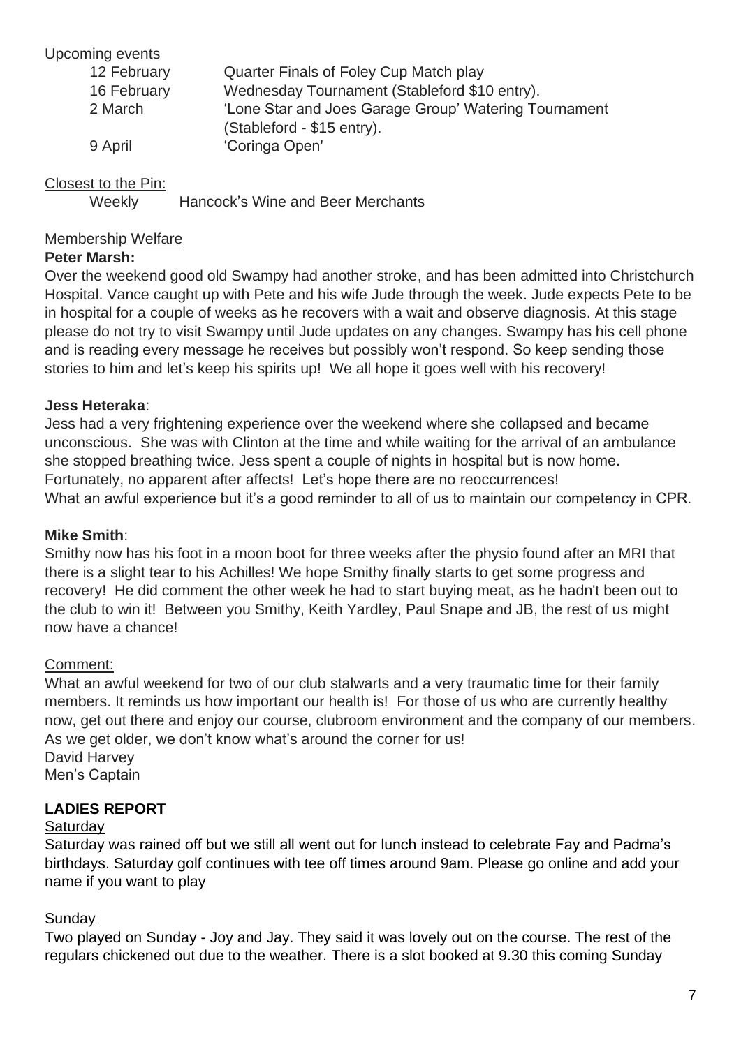Upcoming events

| | |
|---|---|
| 12 February | Quarter Finals of Foley Cup Match play |
| 16 February | Wednesday Tournament (Stableford $10 entry). |
| 2 March | 'Lone Star and Joes Garage Group' Watering Tournament (Stableford - $15 entry). |
| 9 April | 'Coringa Open' |

Closest to the Pin:

Weekly Hancock's Wine and Beer Merchants

Membership Welfare

**Peter Marsh:**

Over the weekend good old Swampy had another stroke, and has been admitted into Christchurch Hospital. Vance caught up with Pete and his wife Jude through the week. Jude expects Pete to be in hospital for a couple of weeks as he recovers with a wait and observe diagnosis. At this stage please do not try to visit Swampy until Jude updates on any changes. Swampy has his cell phone and is reading every message he receives but possibly won't respond. So keep sending those stories to him and let's keep his spirits up! We all hope it goes well with his recovery!

**Jess Heteraka**:

Jess had a very frightening experience over the weekend where she collapsed and became unconscious. She was with Clinton at the time and while waiting for the arrival of an ambulance she stopped breathing twice. Jess spent a couple of nights in hospital but is now home. Fortunately, no apparent after affects! Let's hope there are no reoccurrences!
What an awful experience but it's a good reminder to all of us to maintain our competency in CPR.

**Mike Smith**:

Smithy now has his foot in a moon boot for three weeks after the physio found after an MRI that there is a slight tear to his Achilles! We hope Smithy finally starts to get some progress and recovery! He did comment the other week he had to start buying meat, as he hadn't been out to the club to win it! Between you Smithy, Keith Yardley, Paul Snape and JB, the rest of us might now have a chance!

Comment:

What an awful weekend for two of our club stalwarts and a very traumatic time for their family members. It reminds us how important our health is! For those of us who are currently healthy now, get out there and enjoy our course, clubroom environment and the company of our members. As we get older, we don't know what's around the corner for us!
David Harvey
Men's Captain

## LADIES REPORT

Saturday

Saturday was rained off but we still all went out for lunch instead to celebrate Fay and Padma's birthdays. Saturday golf continues with tee off times around 9am. Please go online and add your name if you want to play

Sunday

Two played on Sunday - Joy and Jay. They said it was lovely out on the course. The rest of the regulars chickened out due to the weather. There is a slot booked at 9.30 this coming Sunday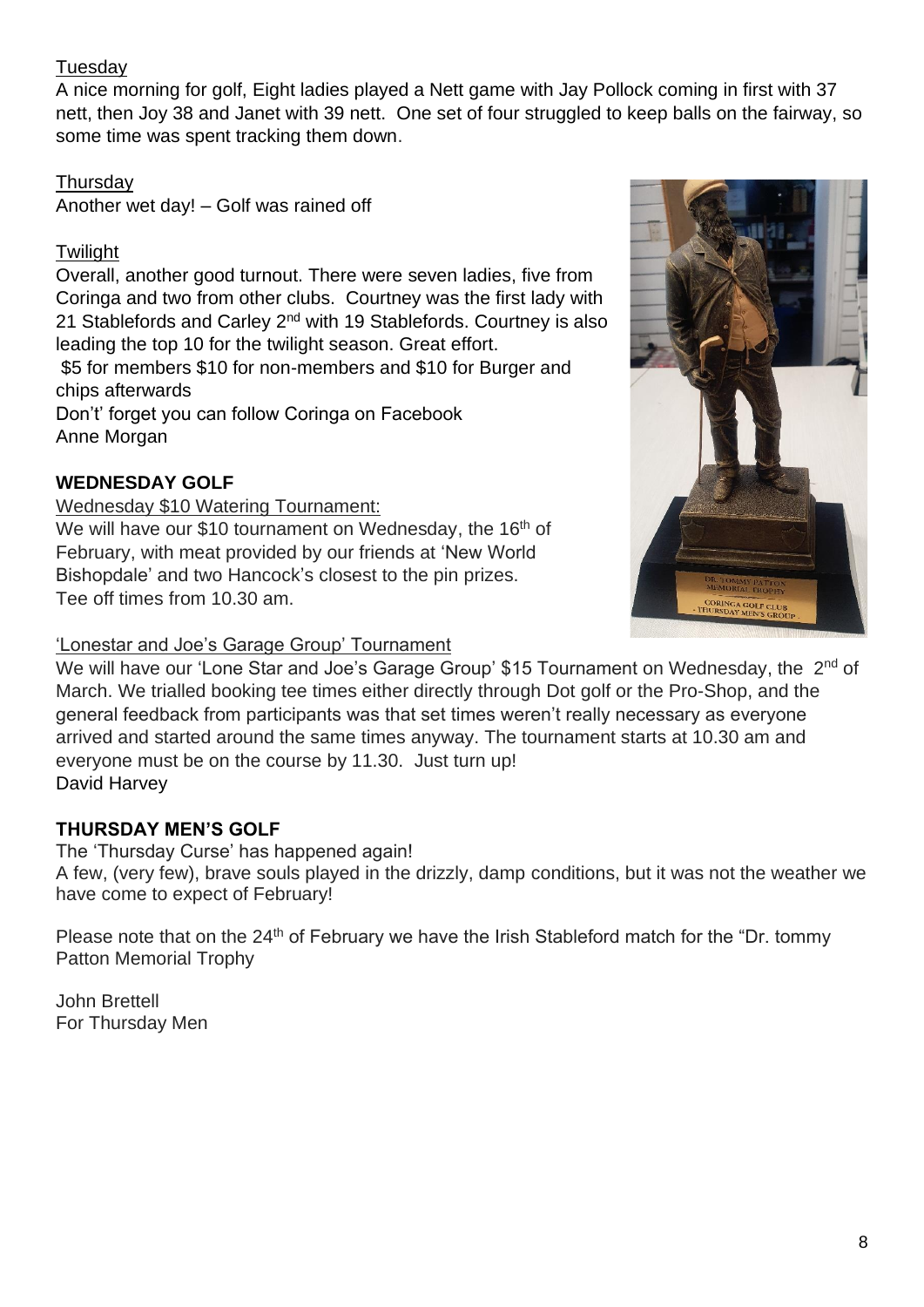Tuesday

A nice morning for golf, Eight ladies played a Nett game with Jay Pollock coming in first with 37 nett, then Joy 38 and Janet with 39 nett. One set of four struggled to keep balls on the fairway, so some time was spent tracking them down.

Thursday

Another wet day! – Golf was rained off

Twilight

Overall, another good turnout. There were seven ladies, five from Coringa and two from other clubs. Courtney was the first lady with 21 Stablefords and Carley 2nd with 19 Stablefords. Courtney is also leading the top 10 for the twilight season. Great effort.

$5 for members $10 for non-members and $10 for Burger and chips afterwards

Don't' forget you can follow Coringa on Facebook

Anne Morgan

## WEDNESDAY GOLF

Wednesday $10 Watering Tournament:

We will have our $10 tournament on Wednesday, the 16th of February, with meat provided by our friends at 'New World Bishopdale' and two Hancock's closest to the pin prizes. Tee off times from 10.30 am.

'Lonestar and Joe's Garage Group' Tournament

We will have our 'Lone Star and Joe's Garage Group' $15 Tournament on Wednesday, the 2nd of March. We trialled booking tee times either directly through Dot golf or the Pro-Shop, and the general feedback from participants was that set times weren't really necessary as everyone arrived and started around the same times anyway. The tournament starts at 10.30 am and everyone must be on the course by 11.30. Just turn up!

David Harvey

## THURSDAY MEN'S GOLF

The 'Thursday Curse' has happened again!

A few, (very few), brave souls played in the drizzly, damp conditions, but it was not the weather we have come to expect of February!

Please note that on the 24th of February we have the Irish Stableford match for the "Dr. tommy Patton Memorial Trophy

John Brettell
For Thursday Men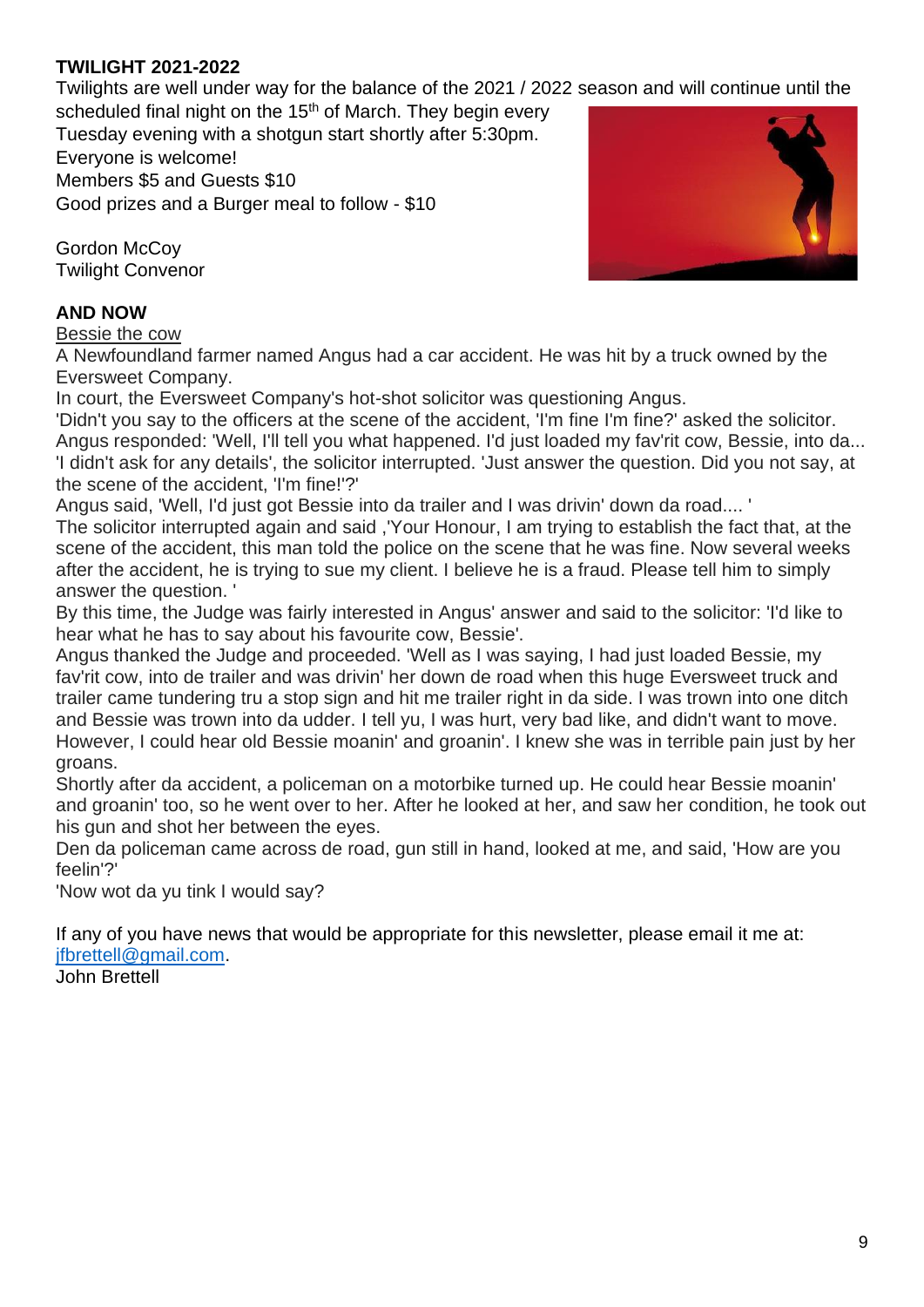**TWILIGHT 2021-2022**

Twilights are well under way for the balance of the 2021 / 2022 season and will continue until the scheduled final night on the 15th of March. They begin every Tuesday evening with a shotgun start shortly after 5:30pm.

Everyone is welcome!

Members $5 and Guests $10

Good prizes and a Burger meal to follow - $10

Gordon McCoy
Twilight Convenor

**AND NOW**

Bessie the cow

A Newfoundland farmer named Angus had a car accident. He was hit by a truck owned by the Eversweet Company.

In court, the Eversweet Company's hot-shot solicitor was questioning Angus.

'Didn't you say to the officers at the scene of the accident, 'I'm fine I'm fine?' asked the solicitor.

Angus responded: 'Well, I'll tell you what happened. I'd just loaded my fav'rit cow, Bessie, into da...

'I didn't ask for any details', the solicitor interrupted. 'Just answer the question. Did you not say, at the scene of the accident, 'I'm fine!'?'

Angus said, 'Well, I'd just got Bessie into da trailer and I was drivin' down da road.... '

The solicitor interrupted again and said ,'Your Honour, I am trying to establish the fact that, at the scene of the accident, this man told the police on the scene that he was fine. Now several weeks after the accident, he is trying to sue my client. I believe he is a fraud. Please tell him to simply answer the question. '

By this time, the Judge was fairly interested in Angus' answer and said to the solicitor: 'I'd like to hear what he has to say about his favourite cow, Bessie'.

Angus thanked the Judge and proceeded. 'Well as I was saying, I had just loaded Bessie, my fav'rit cow, into de trailer and was drivin' her down de road when this huge Eversweet truck and trailer came tundering tru a stop sign and hit me trailer right in da side. I was trown into one ditch and Bessie was trown into da udder. I tell yu, I was hurt, very bad like, and didn't want to move. However, I could hear old Bessie moanin' and groanin'. I knew she was in terrible pain just by her groans.

Shortly after da accident, a policeman on a motorbike turned up. He could hear Bessie moanin' and groanin' too, so he went over to her. After he looked at her, and saw her condition, he took out his gun and shot her between the eyes.

Den da policeman came across de road, gun still in hand, looked at me, and said, 'How are you feelin'?'

'Now wot da yu tink I would say?

If any of you have news that would be appropriate for this newsletter, please email it me at: jfbrettell@gmail.com.

John Brettell